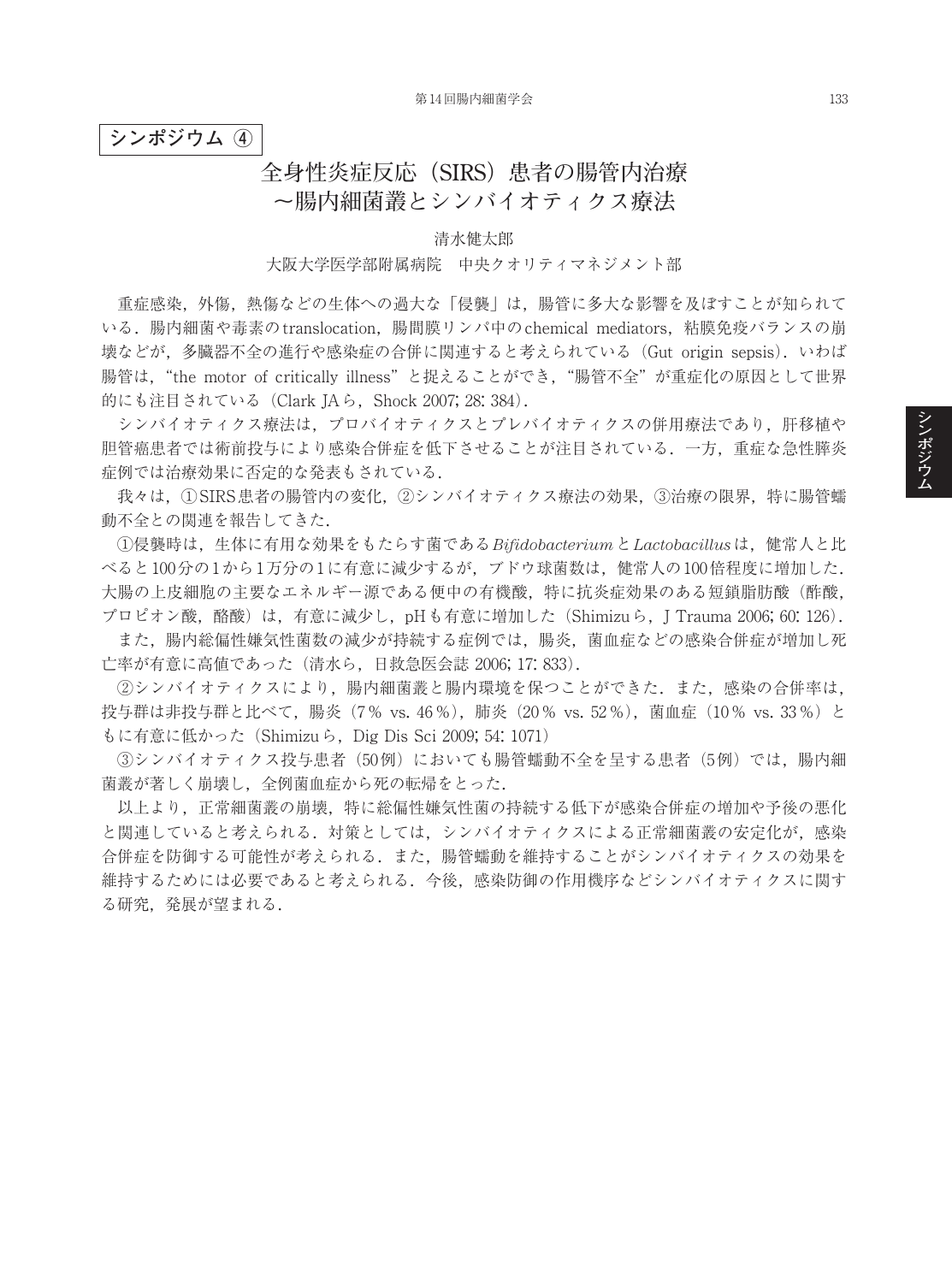**シンポジウム ④**

# 全身性炎症反応（SIRS）患者の腸管内治療 ～腸内細菌叢とシンバイオティクス療法

清水健太郎

大阪大学医学部附属病院　中央クオリティマネジメント部

重症感染，外傷，熱傷などの生体への過大な「侵襲」は，腸管に多大な影響を及ぼすことが知られている．腸内細菌や毒素のtranslocation，腸間膜リンパ中のchemical mediators，粘膜免疫バランスの崩壊などが，多臓器不全の進行や感染症の合併に関連すると考えられている（Gut origin sepsis）．いわば腸管は，“the motor of critically illness”と捉えることができ，“腸管不全”が重症化の原因として世界的にも注目されている（Clark JAら，Shock 2007; 28: 384）．

シンバイオティクス療法は，プロバイオティクスとプレバイオティクスの併用療法であり，肝移植や胆管癌患者では術前投与により感染合併症を低下させることが注目されている．一方，重症な急性膵炎症例では治療効果に否定的な発表もされている．

我々は，①SIRS患者の腸管内の変化，②シンバイオティクス療法の効果，③治療の限界，特に腸管蠕動不全との関連を報告してきた．

①侵襲時は，生体に有用な効果をもたらす菌である*Bifidobacterium*と*Lactobacillus*は，健常人と比べると100分の1から1万分の1に有意に減少するが，ブドウ球菌数は，健常人の100倍程度に増加した．大腸の上皮細胞の主要なエネルギー源である便中の有機酸，特に抗炎症効果のある短鎖脂肪酸（酢酸，プロピオン酸，酪酸）は，有意に減少し，pHも有意に増加した（Shimizuら，J Trauma 2006; 60: 126）．

また，腸内総偏性嫌気性菌数の減少が持続する症例では，腸炎，菌血症などの感染合併症が増加し死亡率が有意に高値であった（清水ら，日救急医会誌 2006; 17: 833）．

②シンバイオティクスにより，腸内細菌叢と腸内環境を保つことができた．また，感染の合併率は，投与群は非投与群と比べて，腸炎（7％ vs. 46％），肺炎（20％ vs. 52％），菌血症（10％ vs. 33％）ともに有意に低かった（Shimizuら，Dig Dis Sci 2009; 54: 1071）

③シンバイオティクス投与患者（50例）においても腸管蠕動不全を呈する患者（5例）では，腸内細菌叢が著しく崩壊し，全例菌血症から死の転帰をとった．

以上より，正常細菌叢の崩壊，特に総偏性嫌気性菌の持続する低下が感染合併症の増加や予後の悪化と関連していると考えられる．対策としては，シンバイオティクスによる正常細菌叢の安定化が，感染合併症を防御する可能性が考えられる．また，腸管蠕動を維持することがシンバイオティクスの効果を維持するためには必要であると考えられる．今後，感染防御の作用機序などシンバイオティクスに関する研究，発展が望まれる．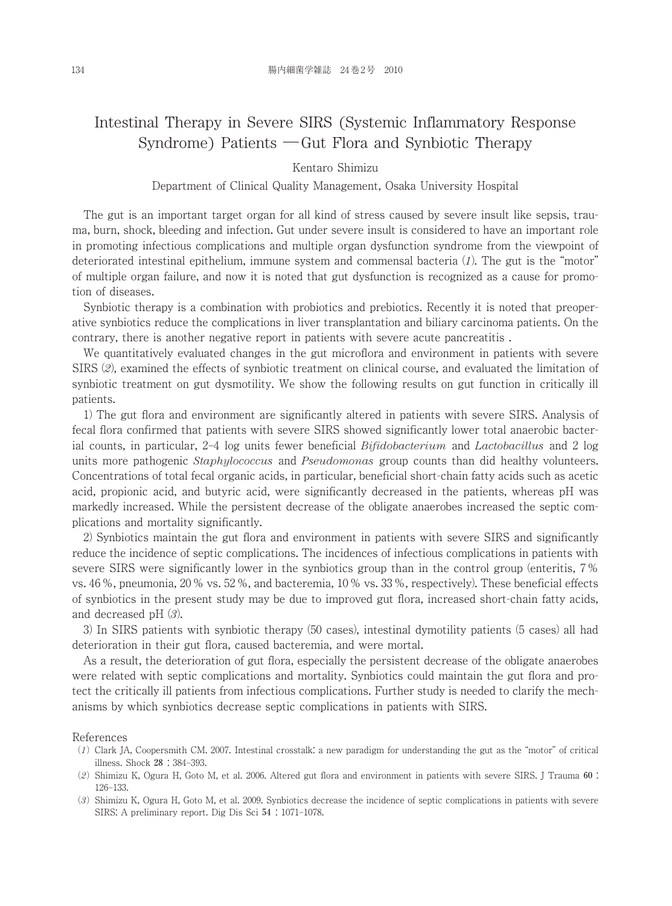# Intestinal Therapy in Severe SIRS (Systemic Inflammatory Response Syndrome) Patients —Gut Flora and Synbiotic Therapy

Kentaro Shimizu

Department of Clinical Quality Management, Osaka University Hospital

The gut is an important target organ for all kind of stress caused by severe insult like sepsis, trauma, burn, shock, bleeding and infection. Gut under severe insult is considered to have an important role in promoting infectious complications and multiple organ dysfunction syndrome from the viewpoint of deteriorated intestinal epithelium, immune system and commensal bacteria (*1*). The gut is the "motor" of multiple organ failure, and now it is noted that gut dysfunction is recognized as a cause for promotion of diseases.

Synbiotic therapy is a combination with probiotics and prebiotics. Recently it is noted that preoperative synbiotics reduce the complications in liver transplantation and biliary carcinoma patients. On the contrary, there is another negative report in patients with severe acute pancreatitis .

We quantitatively evaluated changes in the gut microflora and environment in patients with severe SIRS (*2*), examined the effects of synbiotic treatment on clinical course, and evaluated the limitation of synbiotic treatment on gut dysmotility. We show the following results on gut function in critically ill patients.

1) The gut flora and environment are significantly altered in patients with severe SIRS. Analysis of fecal flora confirmed that patients with severe SIRS showed significantly lower total anaerobic bacterial counts, in particular, 2–4 log units fewer beneficial *Bifidobacterium* and *Lactobacillus* and 2 log units more pathogenic *Staphylococcus* and *Pseudomonas* group counts than did healthy volunteers. Concentrations of total fecal organic acids, in particular, beneficial short-chain fatty acids such as acetic acid, propionic acid, and butyric acid, were significantly decreased in the patients, whereas pH was markedly increased. While the persistent decrease of the obligate anaerobes increased the septic complications and mortality significantly.

2) Synbiotics maintain the gut flora and environment in patients with severe SIRS and significantly reduce the incidence of septic complications. The incidences of infectious complications in patients with severe SIRS were significantly lower in the synbiotics group than in the control group (enteritis, 7% vs. 46%, pneumonia, 20% vs. 52%, and bacteremia, 10% vs. 33%, respectively). These beneficial effects of synbiotics in the present study may be due to improved gut flora, increased short-chain fatty acids, and decreased pH (*3*).

3) In SIRS patients with synbiotic therapy (50 cases), intestinal dymotility patients (5 cases) all had deterioration in their gut flora, caused bacteremia, and were mortal.

As a result, the deterioration of gut flora, especially the persistent decrease of the obligate anaerobes were related with septic complications and mortality. Synbiotics could maintain the gut flora and protect the critically ill patients from infectious complications. Further study is needed to clarify the mechanisms by which synbiotics decrease septic complications in patients with SIRS.

References

(*1*) Clark JA, Coopersmith CM. 2007. Intestinal crosstalk: a new paradigm for understanding the gut as the "motor" of critical illness. Shock **28**: 384–393.

(*2*) Shimizu K, Ogura H, Goto M, et al. 2006. Altered gut flora and environment in patients with severe SIRS. J Trauma **60**: 126–133.

(*3*) Shimizu K, Ogura H, Goto M, et al. 2009. Synbiotics decrease the incidence of septic complications in patients with severe SIRS: A preliminary report. Dig Dis Sci **54**: 1071–1078.